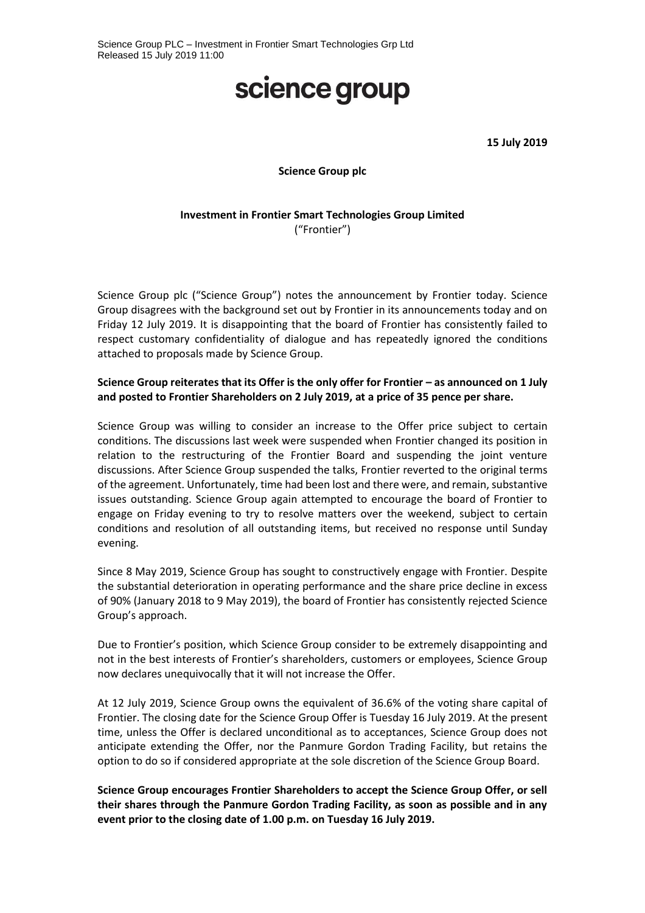Science Group PLC – Investment in Frontier Smart Technologies Grp Ltd
Released 15 July 2019 11:00

# science group

**15 July 2019**

**Science Group plc**

**Investment in Frontier Smart Technologies Group Limited**
("Frontier")

Science Group plc ("Science Group") notes the announcement by Frontier today. Science Group disagrees with the background set out by Frontier in its announcements today and on Friday 12 July 2019. It is disappointing that the board of Frontier has consistently failed to respect customary confidentiality of dialogue and has repeatedly ignored the conditions attached to proposals made by Science Group.

**Science Group reiterates that its Offer is the only offer for Frontier – as announced on 1 July and posted to Frontier Shareholders on 2 July 2019, at a price of 35 pence per share.**

Science Group was willing to consider an increase to the Offer price subject to certain conditions. The discussions last week were suspended when Frontier changed its position in relation to the restructuring of the Frontier Board and suspending the joint venture discussions. After Science Group suspended the talks, Frontier reverted to the original terms of the agreement. Unfortunately, time had been lost and there were, and remain, substantive issues outstanding. Science Group again attempted to encourage the board of Frontier to engage on Friday evening to try to resolve matters over the weekend, subject to certain conditions and resolution of all outstanding items, but received no response until Sunday evening.

Since 8 May 2019, Science Group has sought to constructively engage with Frontier. Despite the substantial deterioration in operating performance and the share price decline in excess of 90% (January 2018 to 9 May 2019), the board of Frontier has consistently rejected Science Group's approach.

Due to Frontier's position, which Science Group consider to be extremely disappointing and not in the best interests of Frontier's shareholders, customers or employees, Science Group now declares unequivocally that it will not increase the Offer.

At 12 July 2019, Science Group owns the equivalent of 36.6% of the voting share capital of Frontier. The closing date for the Science Group Offer is Tuesday 16 July 2019. At the present time, unless the Offer is declared unconditional as to acceptances, Science Group does not anticipate extending the Offer, nor the Panmure Gordon Trading Facility, but retains the option to do so if considered appropriate at the sole discretion of the Science Group Board.

**Science Group encourages Frontier Shareholders to accept the Science Group Offer, or sell their shares through the Panmure Gordon Trading Facility, as soon as possible and in any event prior to the closing date of 1.00 p.m. on Tuesday 16 July 2019.**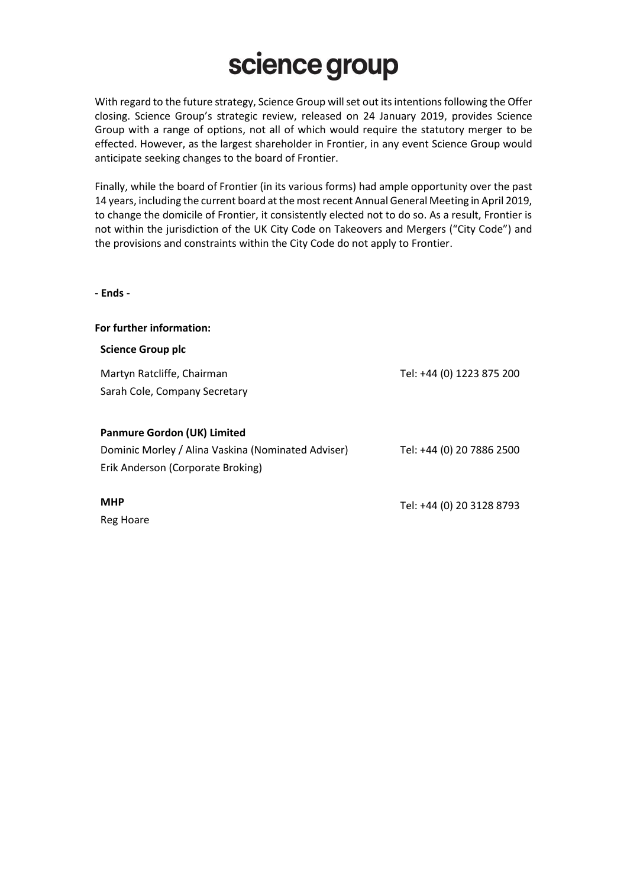science group

With regard to the future strategy, Science Group will set out its intentions following the Offer closing. Science Group's strategic review, released on 24 January 2019, provides Science Group with a range of options, not all of which would require the statutory merger to be effected. However, as the largest shareholder in Frontier, in any event Science Group would anticipate seeking changes to the board of Frontier.

Finally, while the board of Frontier (in its various forms) had ample opportunity over the past 14 years, including the current board at the most recent Annual General Meeting in April 2019, to change the domicile of Frontier, it consistently elected not to do so. As a result, Frontier is not within the jurisdiction of the UK City Code on Takeovers and Mergers ("City Code") and the provisions and constraints within the City Code do not apply to Frontier.

**- Ends -**

**For further information:**

**Science Group plc**

| | |
|---|---|
| Martyn Ratcliffe, Chairman | Tel: +44 (0) 1223 875 200 |
| Sarah Cole, Company Secretary | |

**Panmure Gordon (UK) Limited**

| | |
|---|---|
| Dominic Morley / Alina Vaskina (Nominated Adviser) | Tel: +44 (0) 20 7886 2500 |
| Erik Anderson (Corporate Broking) | |

**MHP**

| | |
|---|---|
| Reg Hoare | Tel: +44 (0) 20 3128 8793 |